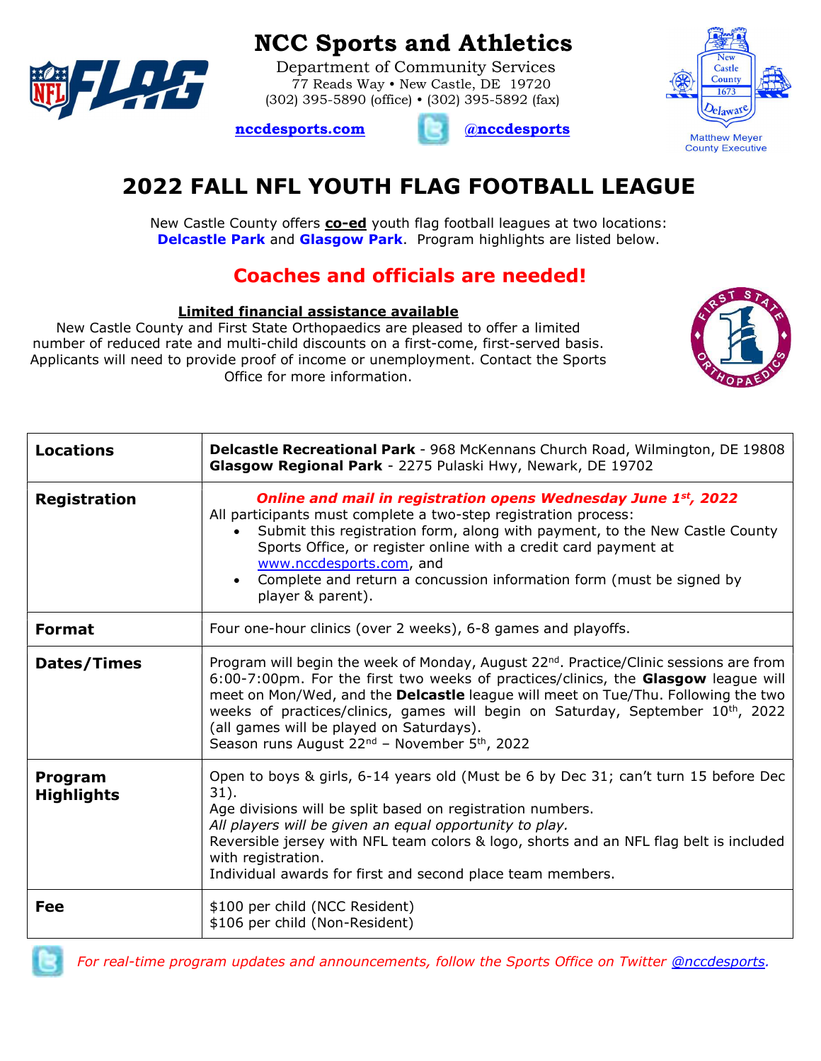# NCC Sports and Athletics

Department of Community Services
77 Reads Way • New Castle, DE 19720
(302) 395-5890 (office) • (302) 395-5892 (fax)

nccdesports.com @nccdesports

Matthew Meyer
County Executive

## 2022 FALL NFL YOUTH FLAG FOOTBALL LEAGUE

New Castle County offers **co-ed** youth flag football leagues at two locations: **Delcastle Park** and **Glasgow Park**. Program highlights are listed below.

### Coaches and officials are needed!

**Limited financial assistance available**

New Castle County and First State Orthopaedics are pleased to offer a limited number of reduced rate and multi-child discounts on a first-come, first-served basis. Applicants will need to provide proof of income or unemployment. Contact the Sports Office for more information.

| | |
|---|---|
| **Locations** | **Delcastle Recreational Park** - 968 McKennans Church Road, Wilmington, DE 19808<br>**Glasgow Regional Park** - 2275 Pulaski Hwy, Newark, DE 19702 |
| **Registration** | ***Online and mail in registration opens Wednesday June 1st, 2022***<br>All participants must complete a two-step registration process:<br>• Submit this registration form, along with payment, to the New Castle County Sports Office, or register online with a credit card payment at www.nccdesports.com, and<br>• Complete and return a concussion information form (must be signed by player & parent). |
| **Format** | Four one-hour clinics (over 2 weeks), 6-8 games and playoffs. |
| **Dates/Times** | Program will begin the week of Monday, August 22nd. Practice/Clinic sessions are from 6:00-7:00pm. For the first two weeks of practices/clinics, the **Glasgow** league will meet on Mon/Wed, and the **Delcastle** league will meet on Tue/Thu. Following the two weeks of practices/clinics, games will begin on Saturday, September 10th, 2022 (all games will be played on Saturdays).<br>Season runs August 22nd – November 5th, 2022 |
| **Program Highlights** | Open to boys & girls, 6-14 years old (Must be 6 by Dec 31; can't turn 15 before Dec 31).<br>Age divisions will be split based on registration numbers.<br>*All players will be given an equal opportunity to play.*<br>Reversible jersey with NFL team colors & logo, shorts and an NFL flag belt is included with registration.<br>Individual awards for first and second place team members. |
| **Fee** | $100 per child (NCC Resident)<br>$106 per child (Non-Resident) |

*For real-time program updates and announcements, follow the Sports Office on Twitter @nccdesports.*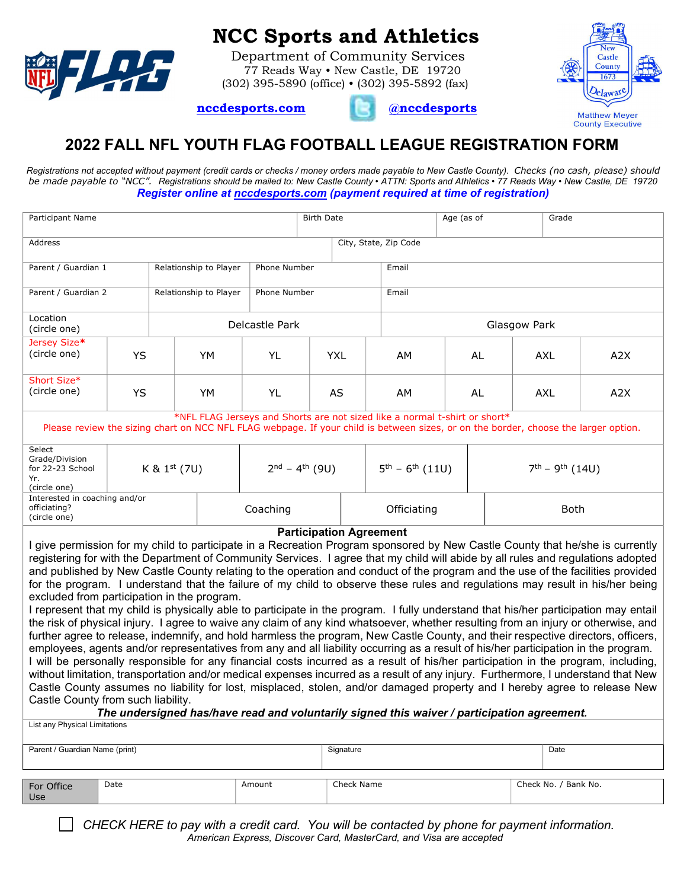# NCC Sports and Athletics

Department of Community Services
77 Reads Way • New Castle, DE 19720
(302) 395-5890 (office) • (302) 395-5892 (fax)

**nccdesports.com** **@nccdesports**

Matthew Meyer
County Executive

## 2022 FALL NFL YOUTH FLAG FOOTBALL LEAGUE REGISTRATION FORM

*Registrations not accepted without payment (credit cards or checks / money orders made payable to New Castle County). Checks (no cash, please) should be made payable to "NCC". Registrations should be mailed to: New Castle County • ATTN: Sports and Athletics • 77 Reads Way • New Castle, DE 19720*

***Register online at nccdesports.com (payment required at time of registration)***

| | | | |
|---|---|---|---|
| Participant Name | Birth Date | Age (as of | Grade |

| | |
|---|---|
| Address | City, State, Zip Code |

| | | | |
|---|---|---|---|
| Parent / Guardian 1 | Relationship to Player | Phone Number | Email |
| Parent / Guardian 2 | Relationship to Player | Phone Number | Email |

| | | |
|---|---|---|
| Location (circle one) | Delcastle Park | Glasgow Park |

| | | | | | | | | |
|---|---|---|---|---|---|---|---|---|
| Jersey Size* (circle one) | YS | YM | YL | YXL | AM | AL | AXL | A2X |
| Short Size* (circle one) | YS | YM | YL | AS | AM | AL | AXL | A2X |

*NFL FLAG Jerseys and Shorts are not sized like a normal t-shirt or short*
Please review the sizing chart on NCC NFL FLAG webpage. If your child is between sizes, or on the border, choose the larger option.

| | | | | |
|---|---|---|---|---|
| Select Grade/Division for 22-23 School Yr. (circle one) | K & 1st (7U) | 2nd – 4th (9U) | 5th – 6th (11U) | 7th – 9th (14U) |

| | | | |
|---|---|---|---|
| Interested in coaching and/or officiating? (circle one) | Coaching | Officiating | Both |

**Participation Agreement**

I give permission for my child to participate in a Recreation Program sponsored by New Castle County that he/she is currently registering for with the Department of Community Services. I agree that my child will abide by all rules and regulations adopted and published by New Castle County relating to the operation and conduct of the program and the use of the facilities provided for the program. I understand that the failure of my child to observe these rules and regulations may result in his/her being excluded from participation in the program.

I represent that my child is physically able to participate in the program. I fully understand that his/her participation may entail the risk of physical injury. I agree to waive any claim of any kind whatsoever, whether resulting from an injury or otherwise, and further agree to release, indemnify, and hold harmless the program, New Castle County, and their respective directors, officers, employees, agents and/or representatives from any and all liability occurring as a result of his/her participation in the program.

I will be personally responsible for any financial costs incurred as a result of his/her participation in the program, including, without limitation, transportation and/or medical expenses incurred as a result of any injury. Furthermore, I understand that New Castle County assumes no liability for lost, misplaced, stolen, and/or damaged property and I hereby agree to release New Castle County from such liability.

***The undersigned has/have read and voluntarily signed this waiver / participation agreement.***

List any Physical Limitations

| | | |
|---|---|---|
| Parent / Guardian Name (print) | Signature | Date |

| | | | | |
|---|---|---|---|---|
| For Office Use | Date | Amount | Check Name | Check No. / Bank No. |

☐ *CHECK HERE to pay with a credit card. You will be contacted by phone for payment information.*
*American Express, Discover Card, MasterCard, and Visa are accepted*